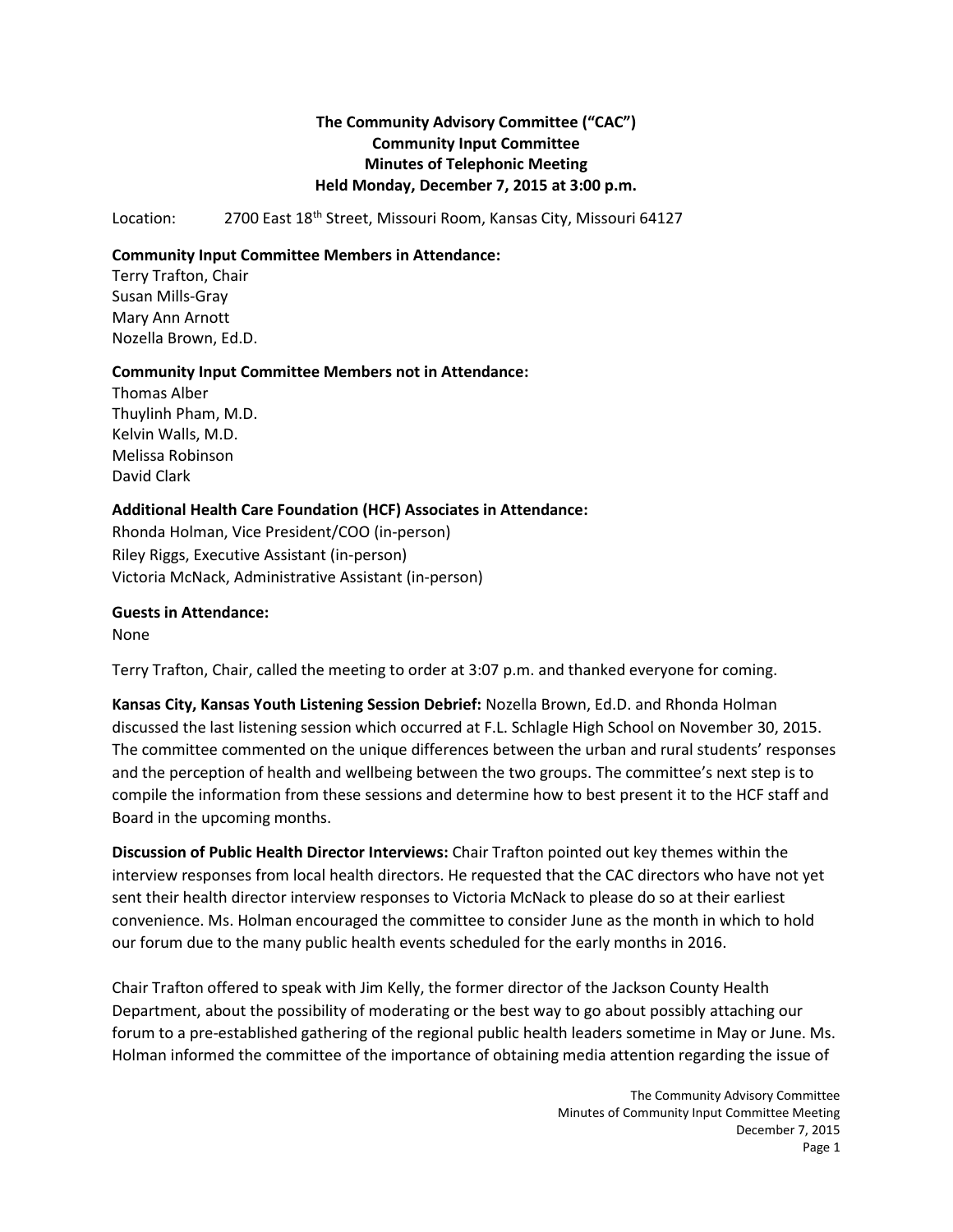**The Community Advisory Committee ("CAC")**
**Community Input Committee**
**Minutes of Telephonic Meeting**
**Held Monday, December 7, 2015 at 3:00 p.m.**

Location: 2700 East 18th Street, Missouri Room, Kansas City, Missouri 64127

**Community Input Committee Members in Attendance:**
Terry Trafton, Chair
Susan Mills-Gray
Mary Ann Arnott
Nozella Brown, Ed.D.

**Community Input Committee Members not in Attendance:**
Thomas Alber
Thuylinh Pham, M.D.
Kelvin Walls, M.D.
Melissa Robinson
David Clark

**Additional Health Care Foundation (HCF) Associates in Attendance:**
Rhonda Holman, Vice President/COO (in-person)
Riley Riggs, Executive Assistant (in-person)
Victoria McNack, Administrative Assistant (in-person)

**Guests in Attendance:**
None

Terry Trafton, Chair, called the meeting to order at 3:07 p.m. and thanked everyone for coming.

**Kansas City, Kansas Youth Listening Session Debrief:** Nozella Brown, Ed.D. and Rhonda Holman discussed the last listening session which occurred at F.L. Schlagle High School on November 30, 2015. The committee commented on the unique differences between the urban and rural students' responses and the perception of health and wellbeing between the two groups. The committee's next step is to compile the information from these sessions and determine how to best present it to the HCF staff and Board in the upcoming months.

**Discussion of Public Health Director Interviews:** Chair Trafton pointed out key themes within the interview responses from local health directors. He requested that the CAC directors who have not yet sent their health director interview responses to Victoria McNack to please do so at their earliest convenience. Ms. Holman encouraged the committee to consider June as the month in which to hold our forum due to the many public health events scheduled for the early months in 2016.

Chair Trafton offered to speak with Jim Kelly, the former director of the Jackson County Health Department, about the possibility of moderating or the best way to go about possibly attaching our forum to a pre-established gathering of the regional public health leaders sometime in May or June. Ms. Holman informed the committee of the importance of obtaining media attention regarding the issue of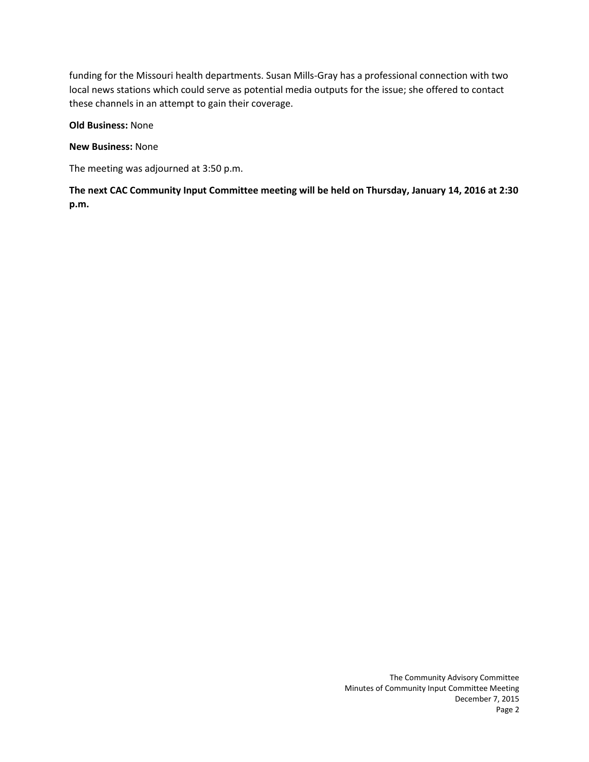funding for the Missouri health departments. Susan Mills-Gray has a professional connection with two local news stations which could serve as potential media outputs for the issue; she offered to contact these channels in an attempt to gain their coverage.

**Old Business:** None

**New Business:** None

The meeting was adjourned at 3:50 p.m.

**The next CAC Community Input Committee meeting will be held on Thursday, January 14, 2016 at 2:30 p.m.**